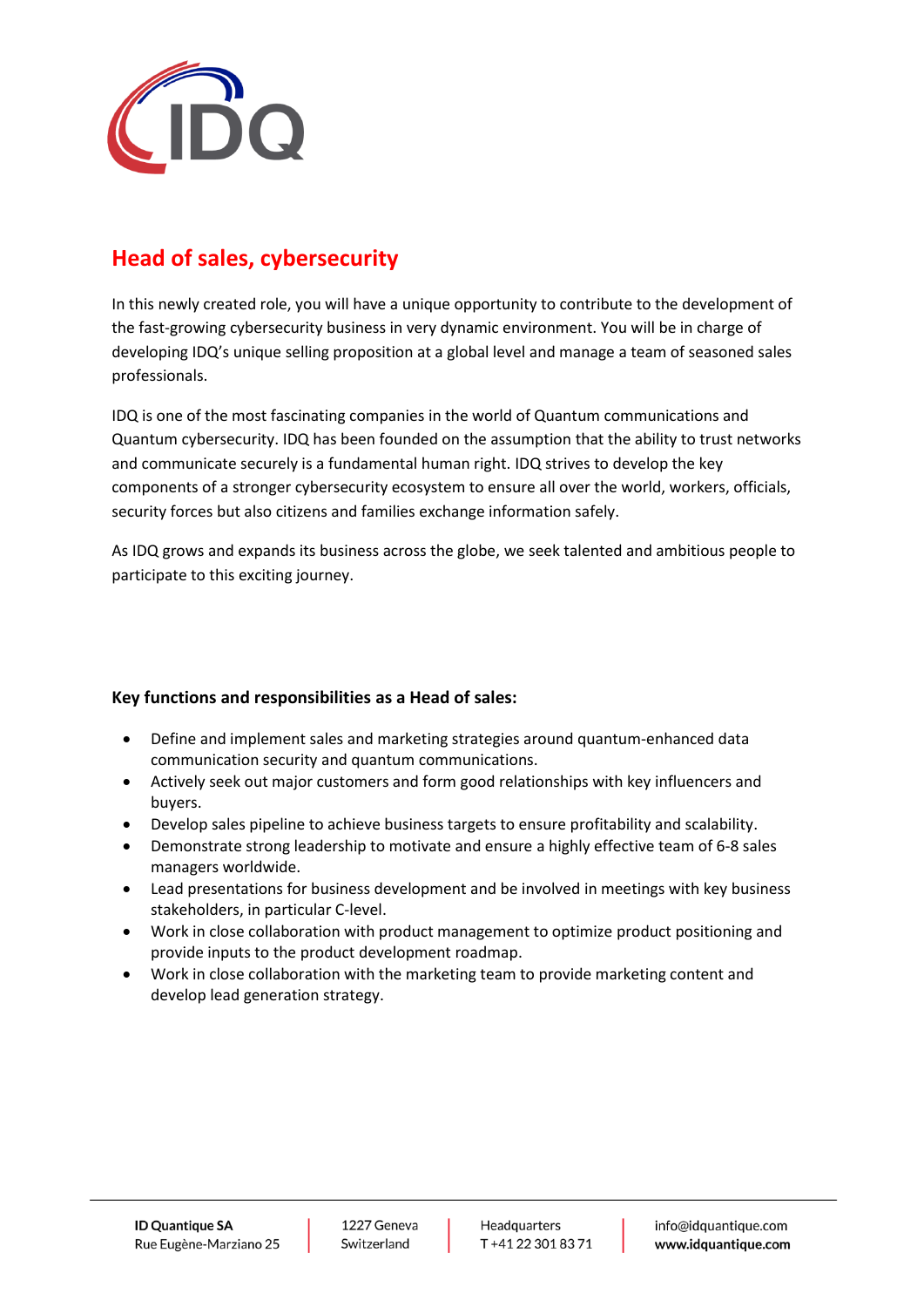# Head of sales, cybersecurity

In this newly created role, you will have a unique opportunity to contribute to the development of the fast-growing cybersecurity business in very dynamic environment. You will be in charge of developing IDQ's unique selling proposition at a global level and manage a team of seasoned sales professionals.

IDQ is one of the most fascinating companies in the world of Quantum communications and Quantum cybersecurity. IDQ has been founded on the assumption that the ability to trust networks and communicate securely is a fundamental human right. IDQ strives to develop the key components of a stronger cybersecurity ecosystem to ensure all over the world, workers, officials, security forces but also citizens and families exchange information safely.

As IDQ grows and expands its business across the globe, we seek talented and ambitious people to participate to this exciting journey.

**Key functions and responsibilities as a Head of sales:**

- Define and implement sales and marketing strategies around quantum-enhanced data communication security and quantum communications.
- Actively seek out major customers and form good relationships with key influencers and buyers.
- Develop sales pipeline to achieve business targets to ensure profitability and scalability.
- Demonstrate strong leadership to motivate and ensure a highly effective team of 6-8 sales managers worldwide.
- Lead presentations for business development and be involved in meetings with key business stakeholders, in particular C-level.
- Work in close collaboration with product management to optimize product positioning and provide inputs to the product development roadmap.
- Work in close collaboration with the marketing team to provide marketing content and develop lead generation strategy.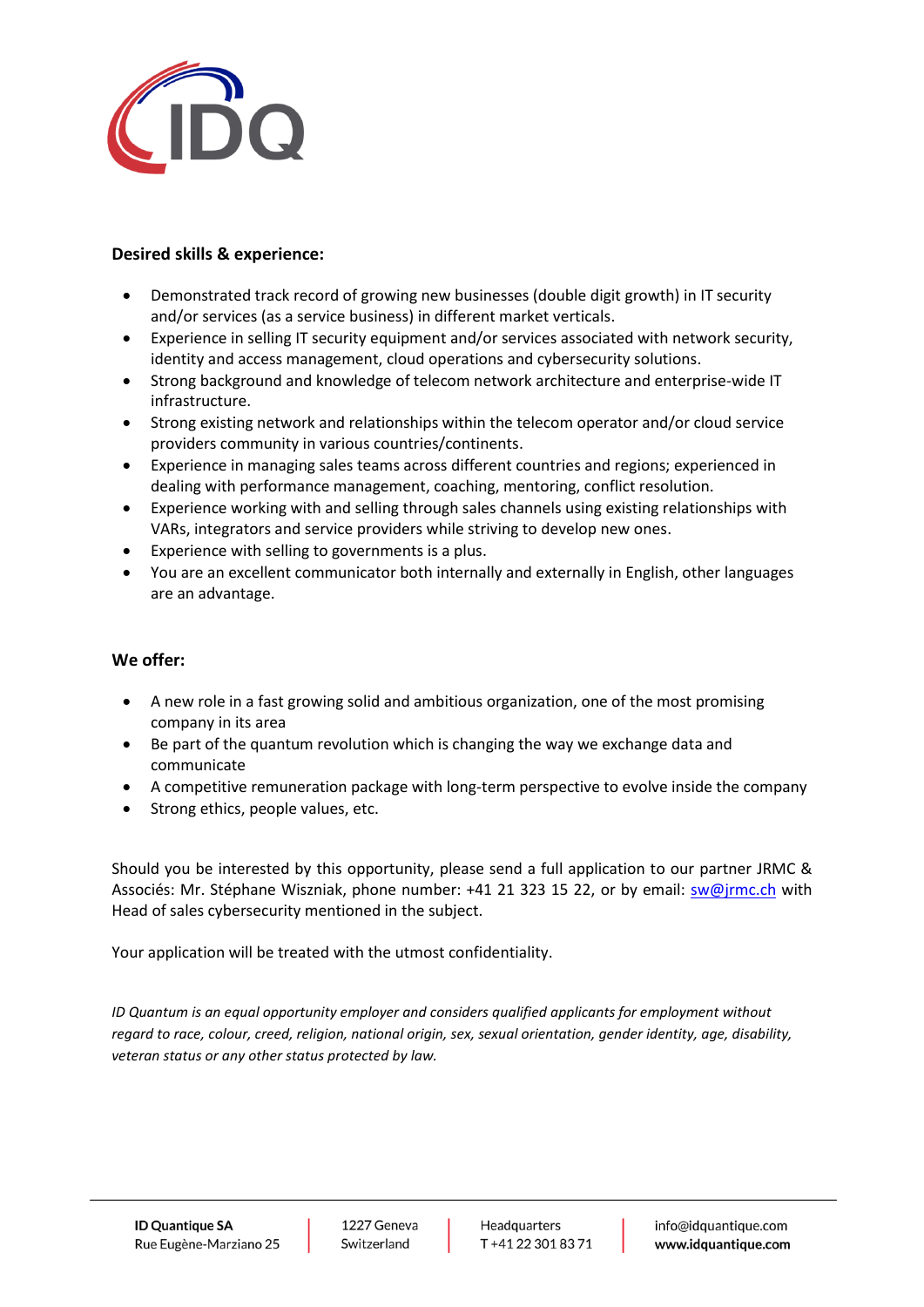**Desired skills & experience:**

- Demonstrated track record of growing new businesses (double digit growth) in IT security and/or services (as a service business) in different market verticals.
- Experience in selling IT security equipment and/or services associated with network security, identity and access management, cloud operations and cybersecurity solutions.
- Strong background and knowledge of telecom network architecture and enterprise-wide IT infrastructure.
- Strong existing network and relationships within the telecom operator and/or cloud service providers community in various countries/continents.
- Experience in managing sales teams across different countries and regions; experienced in dealing with performance management, coaching, mentoring, conflict resolution.
- Experience working with and selling through sales channels using existing relationships with VARs, integrators and service providers while striving to develop new ones.
- Experience with selling to governments is a plus.
- You are an excellent communicator both internally and externally in English, other languages are an advantage.

**We offer:**

- A new role in a fast growing solid and ambitious organization, one of the most promising company in its area
- Be part of the quantum revolution which is changing the way we exchange data and communicate
- A competitive remuneration package with long-term perspective to evolve inside the company
- Strong ethics, people values, etc.

Should you be interested by this opportunity, please send a full application to our partner JRMC & Associés: Mr. Stéphane Wiszniak, phone number: +41 21 323 15 22, or by email: sw@jrmc.ch with Head of sales cybersecurity mentioned in the subject.

Your application will be treated with the utmost confidentiality.

*ID Quantum is an equal opportunity employer and considers qualified applicants for employment without regard to race, colour, creed, religion, national origin, sex, sexual orientation, gender identity, age, disability, veteran status or any other status protected by law.*